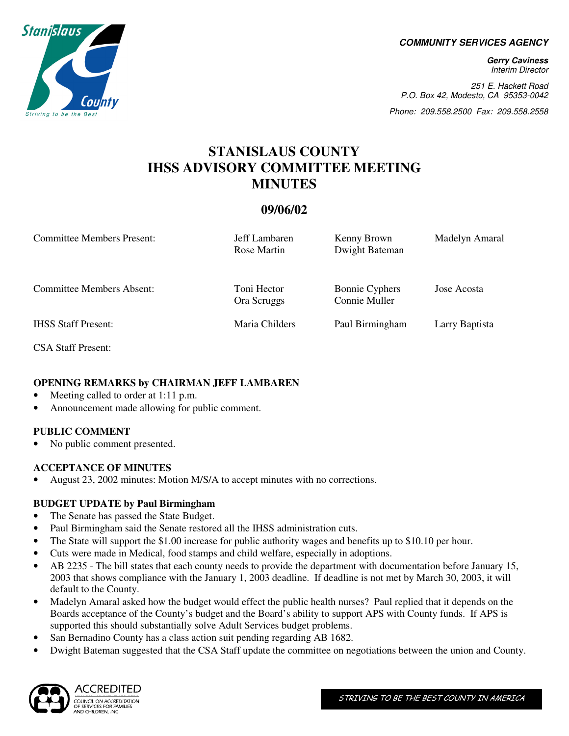**COMMUNITY SERVICES AGENCY**

***Gerry Caviness***
*Interim Director*

*251 E. Hackett Road*
*P.O. Box 42, Modesto, CA 95353-0042*

*Phone: 209.558.2500 Fax: 209.558.2558*

# STANISLAUS COUNTY IHSS ADVISORY COMMITTEE MEETING MINUTES

## 09/06/02

| | | | |
|---|---|---|---|
| Committee Members Present: | Jeff Lambaren<br>Rose Martin | Kenny Brown<br>Dwight Bateman | Madelyn Amaral |
| Committee Members Absent: | Toni Hector<br>Ora Scruggs | Bonnie Cyphers<br>Connie Muller | Jose Acosta |
| IHSS Staff Present: | Maria Childers | Paul Birmingham | Larry Baptista |
| CSA Staff Present: | | | |

### OPENING REMARKS by CHAIRMAN JEFF LAMBAREN

- Meeting called to order at 1:11 p.m.
- Announcement made allowing for public comment.

### PUBLIC COMMENT

- No public comment presented.

### ACCEPTANCE OF MINUTES

- August 23, 2002 minutes: Motion M/S/A to accept minutes with no corrections.

### BUDGET UPDATE by Paul Birmingham

- The Senate has passed the State Budget.
- Paul Birmingham said the Senate restored all the IHSS administration cuts.
- The State will support the $1.00 increase for public authority wages and benefits up to $10.10 per hour.
- Cuts were made in Medical, food stamps and child welfare, especially in adoptions.
- AB 2235 - The bill states that each county needs to provide the department with documentation before January 15, 2003 that shows compliance with the January 1, 2003 deadline. If deadline is not met by March 30, 2003, it will default to the County.
- Madelyn Amaral asked how the budget would effect the public health nurses? Paul replied that it depends on the Boards acceptance of the County's budget and the Board's ability to support APS with County funds. If APS is supported this should substantially solve Adult Services budget problems.
- San Bernadino County has a class action suit pending regarding AB 1682.
- Dwight Bateman suggested that the CSA Staff update the committee on negotiations between the union and County.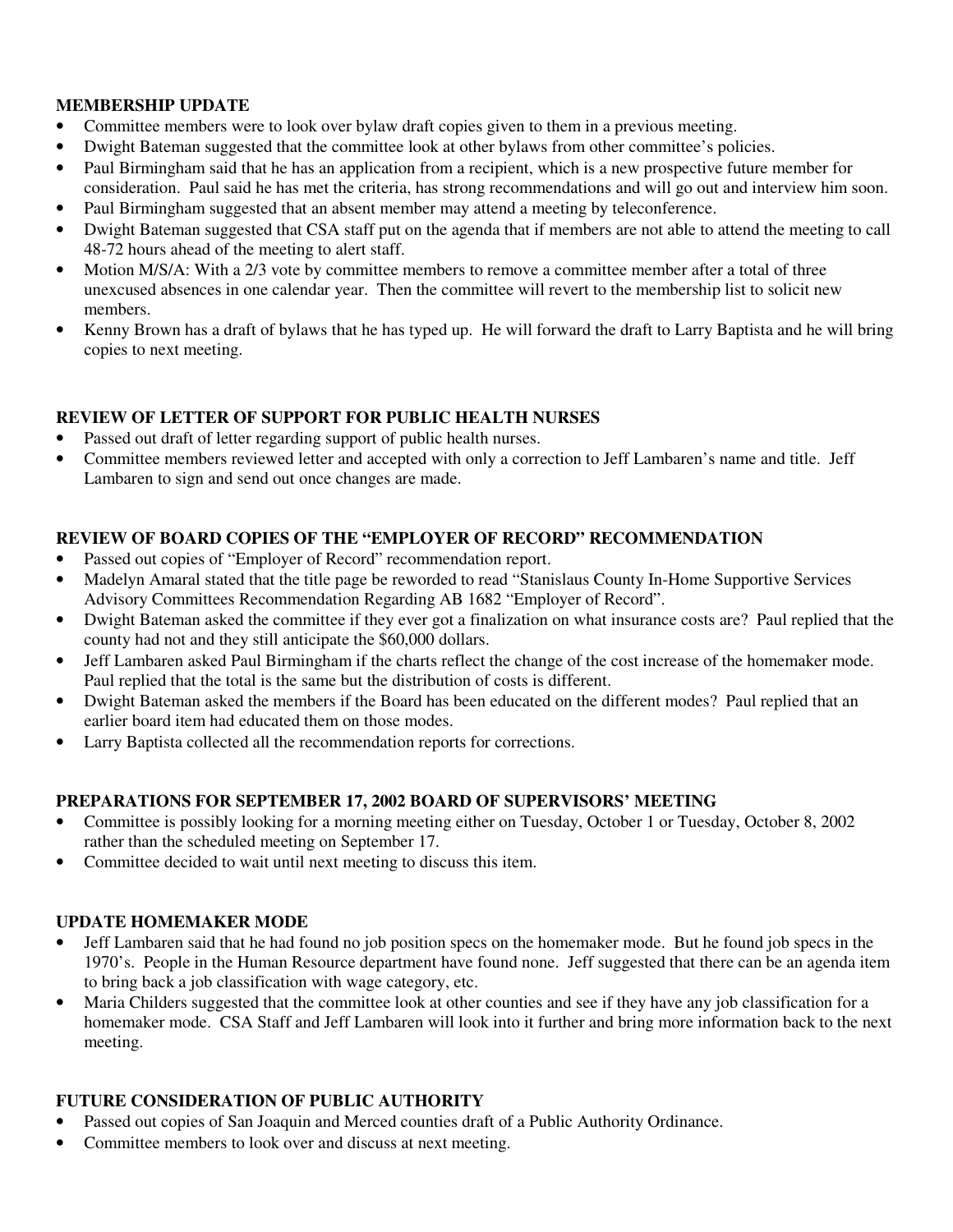**MEMBERSHIP UPDATE**

- Committee members were to look over bylaw draft copies given to them in a previous meeting.
- Dwight Bateman suggested that the committee look at other bylaws from other committee's policies.
- Paul Birmingham said that he has an application from a recipient, which is a new prospective future member for consideration. Paul said he has met the criteria, has strong recommendations and will go out and interview him soon.
- Paul Birmingham suggested that an absent member may attend a meeting by teleconference.
- Dwight Bateman suggested that CSA staff put on the agenda that if members are not able to attend the meeting to call 48-72 hours ahead of the meeting to alert staff.
- Motion M/S/A: With a 2/3 vote by committee members to remove a committee member after a total of three unexcused absences in one calendar year. Then the committee will revert to the membership list to solicit new members.
- Kenny Brown has a draft of bylaws that he has typed up. He will forward the draft to Larry Baptista and he will bring copies to next meeting.

**REVIEW OF LETTER OF SUPPORT FOR PUBLIC HEALTH NURSES**

- Passed out draft of letter regarding support of public health nurses.
- Committee members reviewed letter and accepted with only a correction to Jeff Lambaren's name and title. Jeff Lambaren to sign and send out once changes are made.

**REVIEW OF BOARD COPIES OF THE "EMPLOYER OF RECORD" RECOMMENDATION**

- Passed out copies of "Employer of Record" recommendation report.
- Madelyn Amaral stated that the title page be reworded to read "Stanislaus County In-Home Supportive Services Advisory Committees Recommendation Regarding AB 1682 "Employer of Record".
- Dwight Bateman asked the committee if they ever got a finalization on what insurance costs are? Paul replied that the county had not and they still anticipate the $60,000 dollars.
- Jeff Lambaren asked Paul Birmingham if the charts reflect the change of the cost increase of the homemaker mode. Paul replied that the total is the same but the distribution of costs is different.
- Dwight Bateman asked the members if the Board has been educated on the different modes? Paul replied that an earlier board item had educated them on those modes.
- Larry Baptista collected all the recommendation reports for corrections.

**PREPARATIONS FOR SEPTEMBER 17, 2002 BOARD OF SUPERVISORS' MEETING**

- Committee is possibly looking for a morning meeting either on Tuesday, October 1 or Tuesday, October 8, 2002 rather than the scheduled meeting on September 17.
- Committee decided to wait until next meeting to discuss this item.

**UPDATE HOMEMAKER MODE**

- Jeff Lambaren said that he had found no job position specs on the homemaker mode. But he found job specs in the 1970's. People in the Human Resource department have found none. Jeff suggested that there can be an agenda item to bring back a job classification with wage category, etc.
- Maria Childers suggested that the committee look at other counties and see if they have any job classification for a homemaker mode. CSA Staff and Jeff Lambaren will look into it further and bring more information back to the next meeting.

**FUTURE CONSIDERATION OF PUBLIC AUTHORITY**

- Passed out copies of San Joaquin and Merced counties draft of a Public Authority Ordinance.
- Committee members to look over and discuss at next meeting.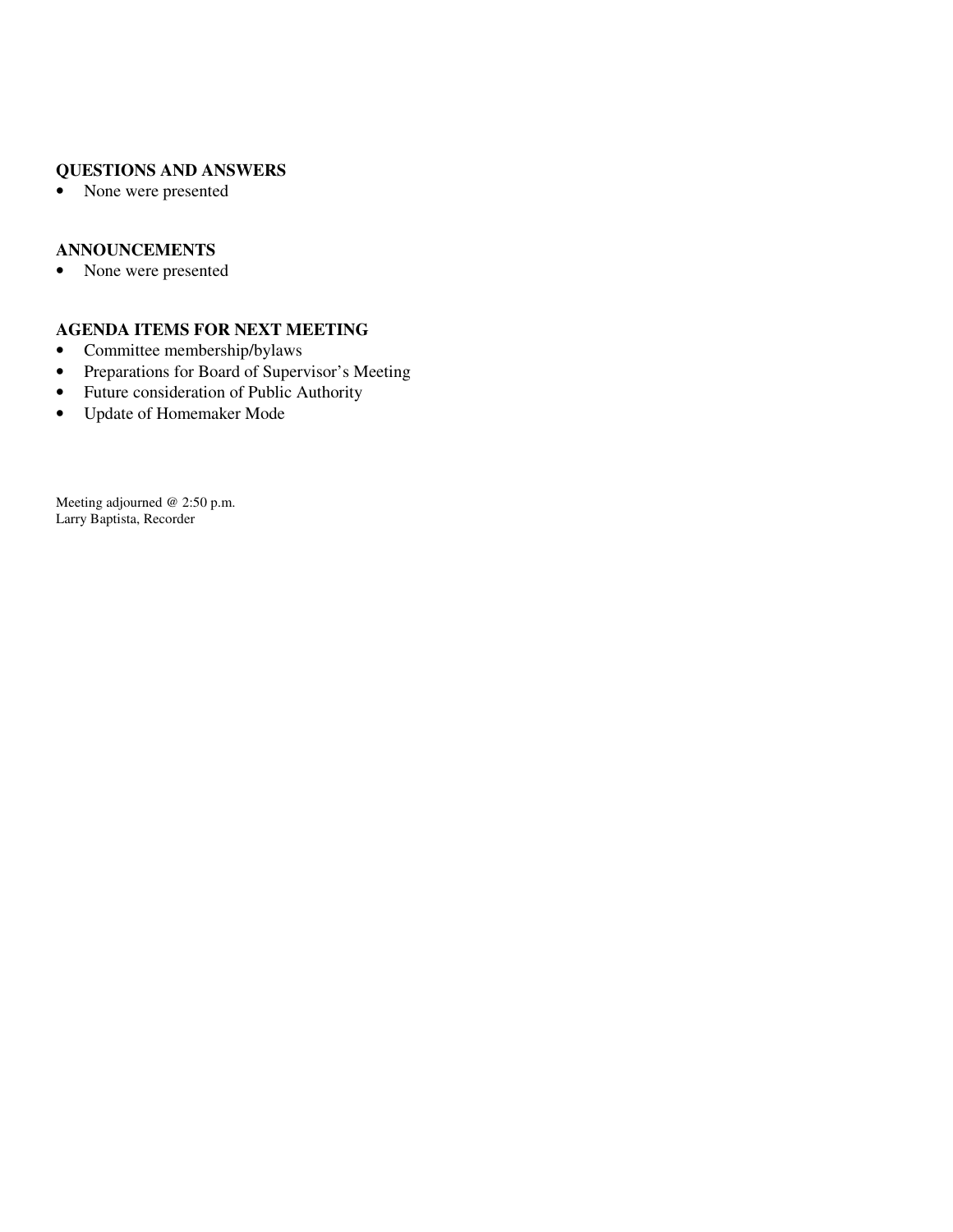**QUESTIONS AND ANSWERS**

- None were presented

**ANNOUNCEMENTS**

- None were presented

**AGENDA ITEMS FOR NEXT MEETING**

- Committee membership/bylaws
- Preparations for Board of Supervisor's Meeting
- Future consideration of Public Authority
- Update of Homemaker Mode

Meeting adjourned @ 2:50 p.m.
Larry Baptista, Recorder